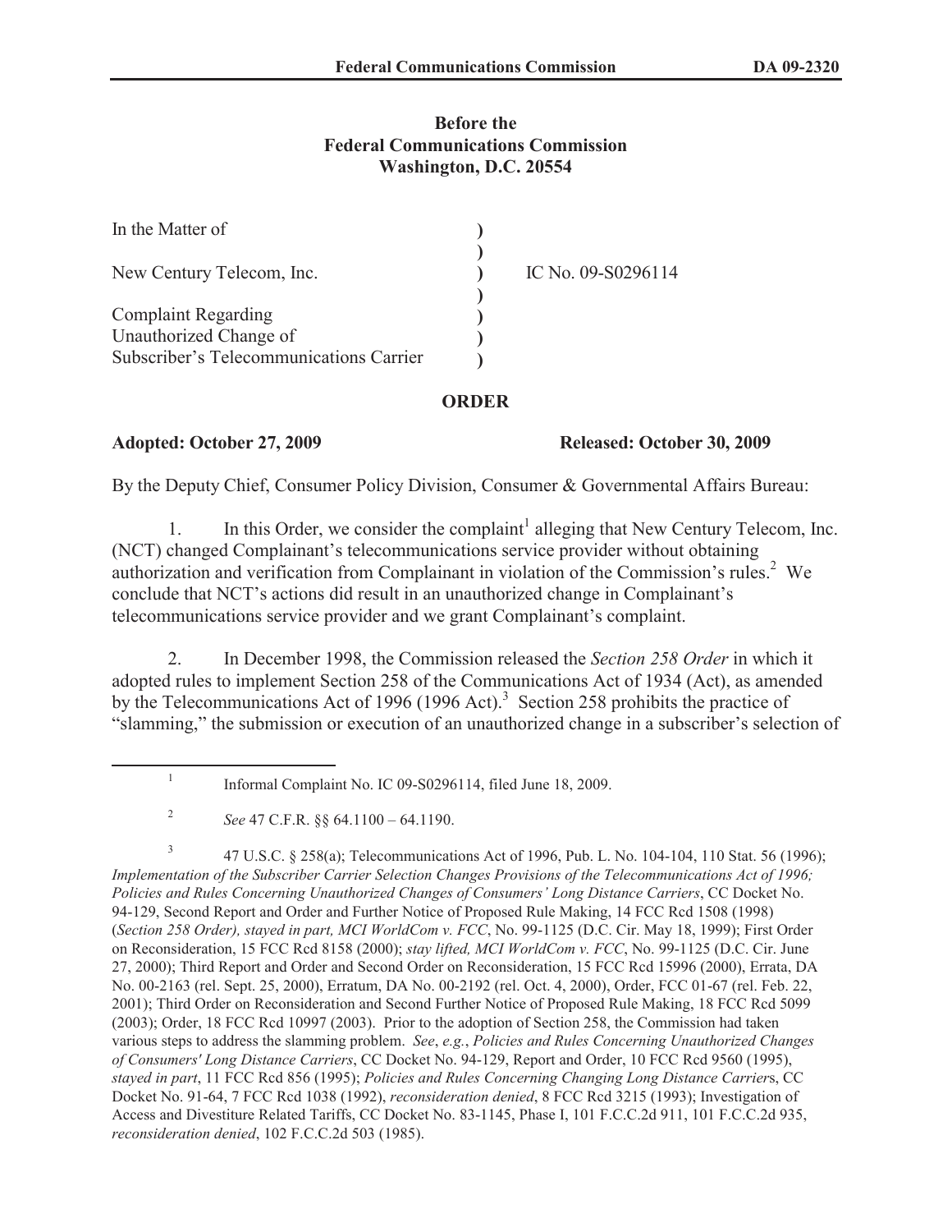**Before the**
**Federal Communications Commission**
**Washington, D.C. 20554**

| | | |
|---|---|---|
| In the Matter of | ) | |
| | ) | |
| New Century Telecom, Inc. | ) | IC No. 09-S0296114 |
| | ) | |
| Complaint Regarding | ) | |
| Unauthorized Change of | ) | |
| Subscriber's Telecommunications Carrier | ) | |

**ORDER**

**Adopted: October 27, 2009** **Released: October 30, 2009**

By the Deputy Chief, Consumer Policy Division, Consumer & Governmental Affairs Bureau:

1. In this Order, we consider the complaint[1] alleging that New Century Telecom, Inc. (NCT) changed Complainant's telecommunications service provider without obtaining authorization and verification from Complainant in violation of the Commission's rules.[2] We conclude that NCT's actions did result in an unauthorized change in Complainant's telecommunications service provider and we grant Complainant's complaint.

2. In December 1998, the Commission released the *Section 258 Order* in which it adopted rules to implement Section 258 of the Communications Act of 1934 (Act), as amended by the Telecommunications Act of 1996 (1996 Act).[3] Section 258 prohibits the practice of "slamming," the submission or execution of an unauthorized change in a subscriber's selection of

---

[1] Informal Complaint No. IC 09-S0296114, filed June 18, 2009.

[2] *See* 47 C.F.R. §§ 64.1100 – 64.1190.

[3] 47 U.S.C. § 258(a); Telecommunications Act of 1996, Pub. L. No. 104-104, 110 Stat. 56 (1996); *Implementation of the Subscriber Carrier Selection Changes Provisions of the Telecommunications Act of 1996; Policies and Rules Concerning Unauthorized Changes of Consumers' Long Distance Carriers*, CC Docket No. 94-129, Second Report and Order and Further Notice of Proposed Rule Making, 14 FCC Rcd 1508 (1998) (*Section 258 Order), stayed in part, MCI WorldCom v. FCC*, No. 99-1125 (D.C. Cir. May 18, 1999); First Order on Reconsideration, 15 FCC Rcd 8158 (2000); *stay lifted, MCI WorldCom v. FCC*, No. 99-1125 (D.C. Cir. June 27, 2000); Third Report and Order and Second Order on Reconsideration, 15 FCC Rcd 15996 (2000), Errata, DA No. 00-2163 (rel. Sept. 25, 2000), Erratum, DA No. 00-2192 (rel. Oct. 4, 2000), Order, FCC 01-67 (rel. Feb. 22, 2001); Third Order on Reconsideration and Second Further Notice of Proposed Rule Making, 18 FCC Rcd 5099 (2003); Order, 18 FCC Rcd 10997 (2003). Prior to the adoption of Section 258, the Commission had taken various steps to address the slamming problem. *See*, *e.g.*, *Policies and Rules Concerning Unauthorized Changes of Consumers' Long Distance Carriers*, CC Docket No. 94-129, Report and Order, 10 FCC Rcd 9560 (1995), *stayed in part*, 11 FCC Rcd 856 (1995); *Policies and Rules Concerning Changing Long Distance Carrier*s, CC Docket No. 91-64, 7 FCC Rcd 1038 (1992), *reconsideration denied*, 8 FCC Rcd 3215 (1993); Investigation of Access and Divestiture Related Tariffs, CC Docket No. 83-1145, Phase I, 101 F.C.C.2d 911, 101 F.C.C.2d 935, *reconsideration denied*, 102 F.C.C.2d 503 (1985).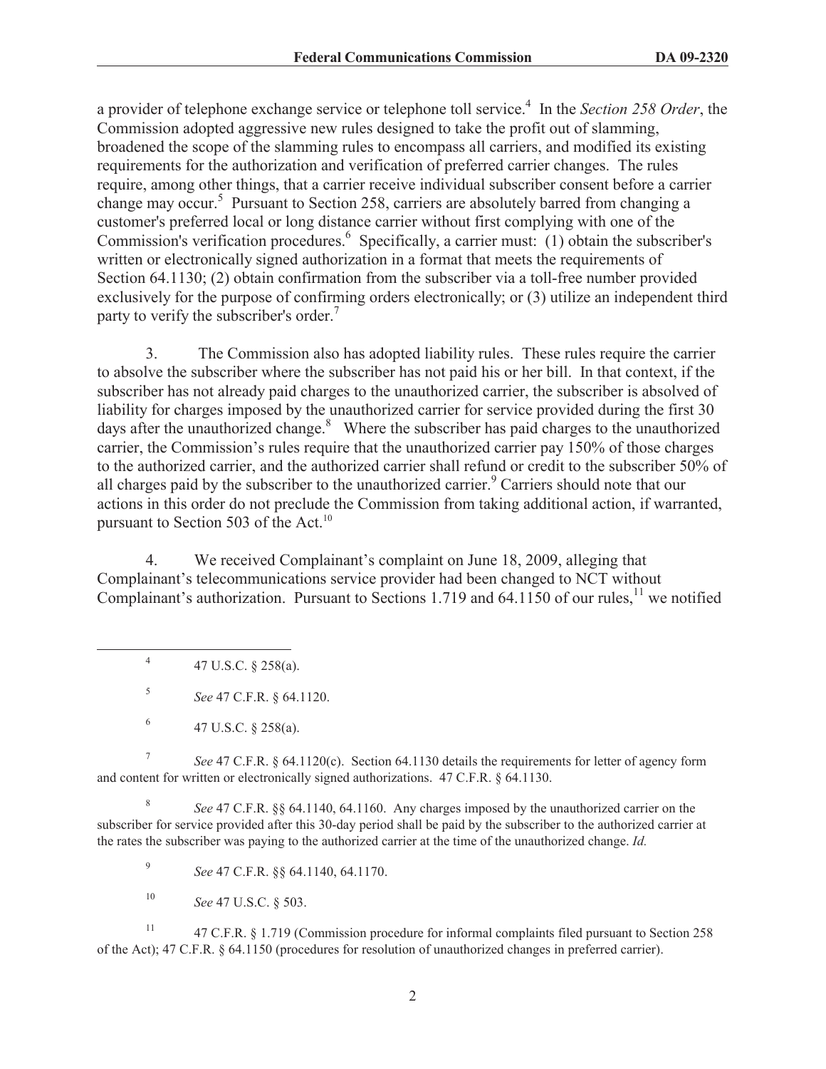a provider of telephone exchange service or telephone toll service.[4] In the *Section 258 Order*, the Commission adopted aggressive new rules designed to take the profit out of slamming, broadened the scope of the slamming rules to encompass all carriers, and modified its existing requirements for the authorization and verification of preferred carrier changes. The rules require, among other things, that a carrier receive individual subscriber consent before a carrier change may occur.[5] Pursuant to Section 258, carriers are absolutely barred from changing a customer's preferred local or long distance carrier without first complying with one of the Commission's verification procedures.[6] Specifically, a carrier must: (1) obtain the subscriber's written or electronically signed authorization in a format that meets the requirements of Section 64.1130; (2) obtain confirmation from the subscriber via a toll-free number provided exclusively for the purpose of confirming orders electronically; or (3) utilize an independent third party to verify the subscriber's order.[7]

3. The Commission also has adopted liability rules. These rules require the carrier to absolve the subscriber where the subscriber has not paid his or her bill. In that context, if the subscriber has not already paid charges to the unauthorized carrier, the subscriber is absolved of liability for charges imposed by the unauthorized carrier for service provided during the first 30 days after the unauthorized change.[8] Where the subscriber has paid charges to the unauthorized carrier, the Commission's rules require that the unauthorized carrier pay 150% of those charges to the authorized carrier, and the authorized carrier shall refund or credit to the subscriber 50% of all charges paid by the subscriber to the unauthorized carrier.[9] Carriers should note that our actions in this order do not preclude the Commission from taking additional action, if warranted, pursuant to Section 503 of the Act.[10]

4. We received Complainant's complaint on June 18, 2009, alleging that Complainant's telecommunications service provider had been changed to NCT without Complainant's authorization. Pursuant to Sections 1.719 and 64.1150 of our rules,[11] we notified

---

[4] 47 U.S.C. § 258(a).

[5] *See* 47 C.F.R. § 64.1120.

[6] 47 U.S.C. § 258(a).

[7] *See* 47 C.F.R. § 64.1120(c). Section 64.1130 details the requirements for letter of agency form and content for written or electronically signed authorizations. 47 C.F.R. § 64.1130.

[8] *See* 47 C.F.R. §§ 64.1140, 64.1160. Any charges imposed by the unauthorized carrier on the subscriber for service provided after this 30-day period shall be paid by the subscriber to the authorized carrier at the rates the subscriber was paying to the authorized carrier at the time of the unauthorized change. *Id.*

[9] *See* 47 C.F.R. §§ 64.1140, 64.1170.

[10] *See* 47 U.S.C. § 503.

[11] 47 C.F.R. § 1.719 (Commission procedure for informal complaints filed pursuant to Section 258 of the Act); 47 C.F.R. § 64.1150 (procedures for resolution of unauthorized changes in preferred carrier).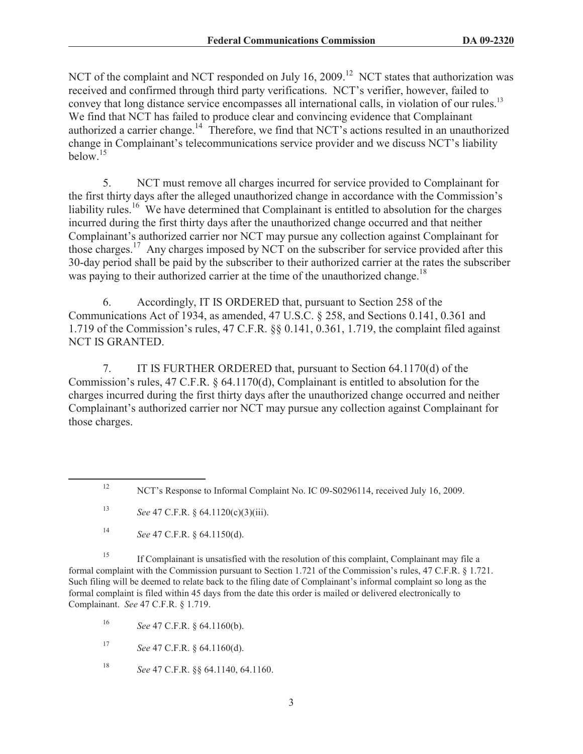NCT of the complaint and NCT responded on July 16, 2009.[12] NCT states that authorization was received and confirmed through third party verifications. NCT's verifier, however, failed to convey that long distance service encompasses all international calls, in violation of our rules.[13] We find that NCT has failed to produce clear and convincing evidence that Complainant authorized a carrier change.[14] Therefore, we find that NCT's actions resulted in an unauthorized change in Complainant's telecommunications service provider and we discuss NCT's liability below.[15]

5. NCT must remove all charges incurred for service provided to Complainant for the first thirty days after the alleged unauthorized change in accordance with the Commission's liability rules.[16] We have determined that Complainant is entitled to absolution for the charges incurred during the first thirty days after the unauthorized change occurred and that neither Complainant's authorized carrier nor NCT may pursue any collection against Complainant for those charges.[17] Any charges imposed by NCT on the subscriber for service provided after this 30-day period shall be paid by the subscriber to their authorized carrier at the rates the subscriber was paying to their authorized carrier at the time of the unauthorized change.[18]

6. Accordingly, IT IS ORDERED that, pursuant to Section 258 of the Communications Act of 1934, as amended, 47 U.S.C. § 258, and Sections 0.141, 0.361 and 1.719 of the Commission's rules, 47 C.F.R. §§ 0.141, 0.361, 1.719, the complaint filed against NCT IS GRANTED.

7. IT IS FURTHER ORDERED that, pursuant to Section 64.1170(d) of the Commission's rules, 47 C.F.R. § 64.1170(d), Complainant is entitled to absolution for the charges incurred during the first thirty days after the unauthorized change occurred and neither Complainant's authorized carrier nor NCT may pursue any collection against Complainant for those charges.

---

[12] NCT's Response to Informal Complaint No. IC 09-S0296114, received July 16, 2009.

[13] *See* 47 C.F.R. § 64.1120(c)(3)(iii).

[14] *See* 47 C.F.R. § 64.1150(d).

[15] If Complainant is unsatisfied with the resolution of this complaint, Complainant may file a formal complaint with the Commission pursuant to Section 1.721 of the Commission's rules, 47 C.F.R. § 1.721. Such filing will be deemed to relate back to the filing date of Complainant's informal complaint so long as the formal complaint is filed within 45 days from the date this order is mailed or delivered electronically to Complainant. *See* 47 C.F.R. § 1.719.

[16] *See* 47 C.F.R. § 64.1160(b).

[17] *See* 47 C.F.R. § 64.1160(d).

[18] *See* 47 C.F.R. §§ 64.1140, 64.1160.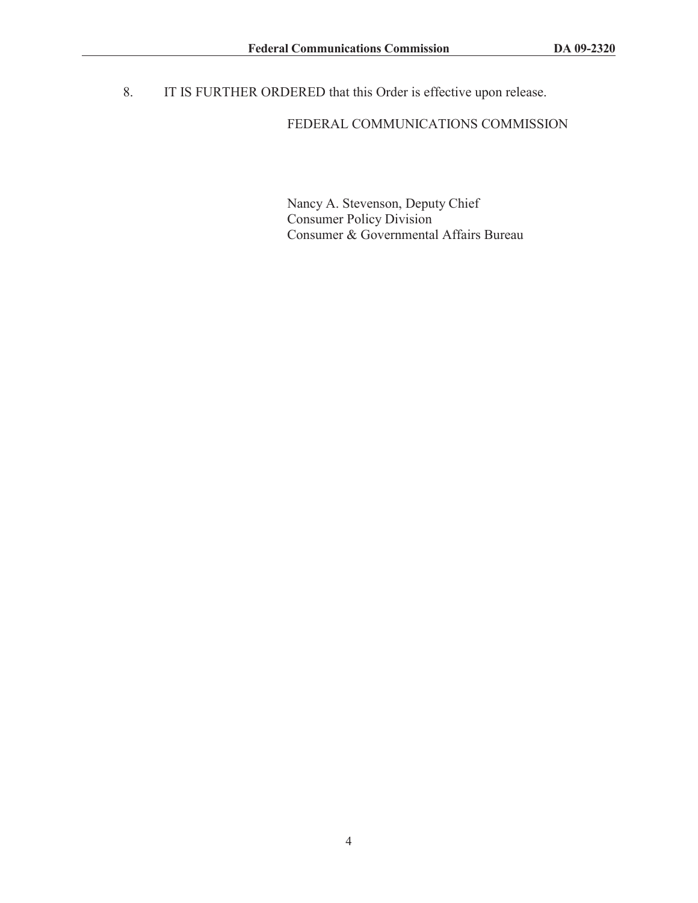8. IT IS FURTHER ORDERED that this Order is effective upon release.

FEDERAL COMMUNICATIONS COMMISSION

Nancy A. Stevenson, Deputy Chief
Consumer Policy Division
Consumer & Governmental Affairs Bureau